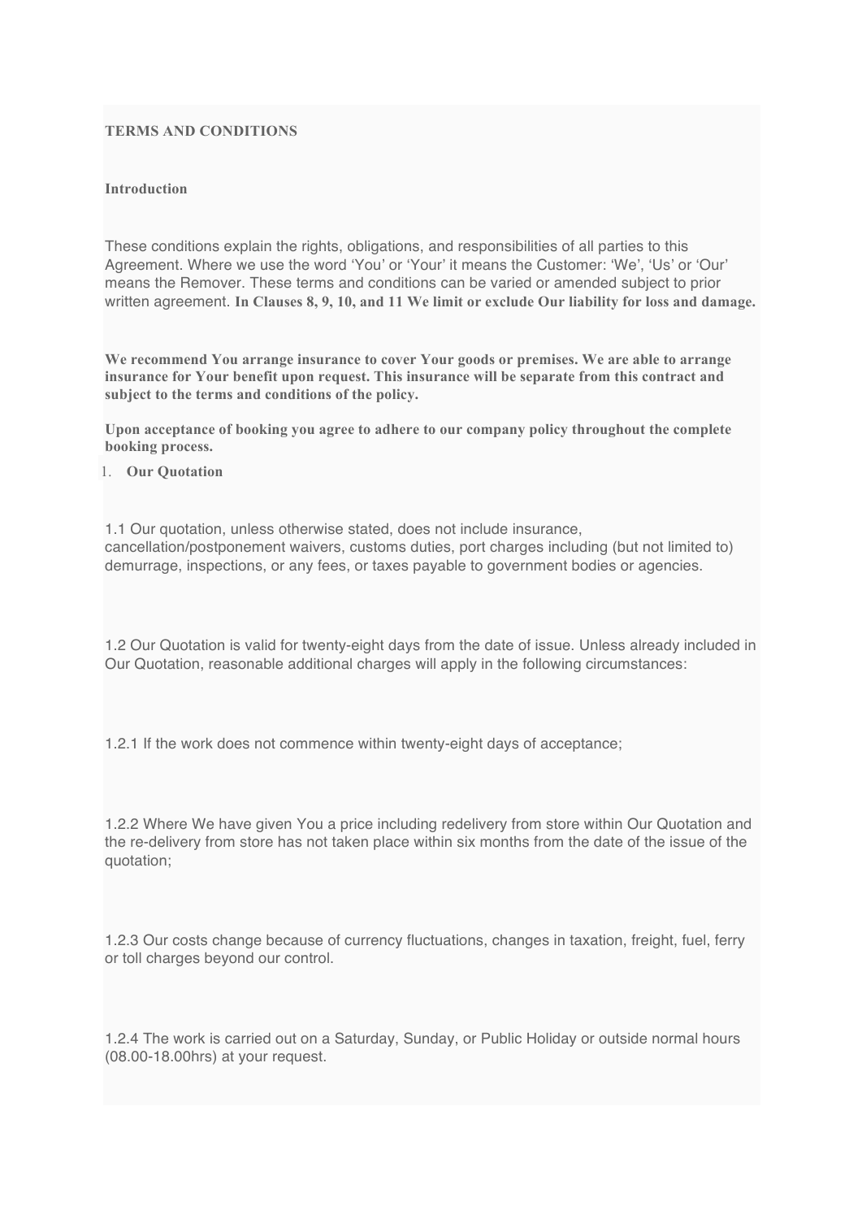**TERMS AND CONDITIONS**

**Introduction**

These conditions explain the rights, obligations, and responsibilities of all parties to this Agreement. Where we use the word 'You' or 'Your' it means the Customer: 'We', 'Us' or 'Our' means the Remover. These terms and conditions can be varied or amended subject to prior written agreement. **In Clauses 8, 9, 10, and 11 We limit or exclude Our liability for loss and damage.**

**We recommend You arrange insurance to cover Your goods or premises. We are able to arrange insurance for Your benefit upon request. This insurance will be separate from this contract and subject to the terms and conditions of the policy.**

**Upon acceptance of booking you agree to adhere to our company policy throughout the complete booking process.**

1. **Our Quotation**

1.1 Our quotation, unless otherwise stated, does not include insurance, cancellation/postponement waivers, customs duties, port charges including (but not limited to) demurrage, inspections, or any fees, or taxes payable to government bodies or agencies.

1.2 Our Quotation is valid for twenty-eight days from the date of issue. Unless already included in Our Quotation, reasonable additional charges will apply in the following circumstances:

1.2.1 If the work does not commence within twenty-eight days of acceptance;

1.2.2 Where We have given You a price including redelivery from store within Our Quotation and the re-delivery from store has not taken place within six months from the date of the issue of the quotation;

1.2.3 Our costs change because of currency fluctuations, changes in taxation, freight, fuel, ferry or toll charges beyond our control.

1.2.4 The work is carried out on a Saturday, Sunday, or Public Holiday or outside normal hours (08.00-18.00hrs) at your request.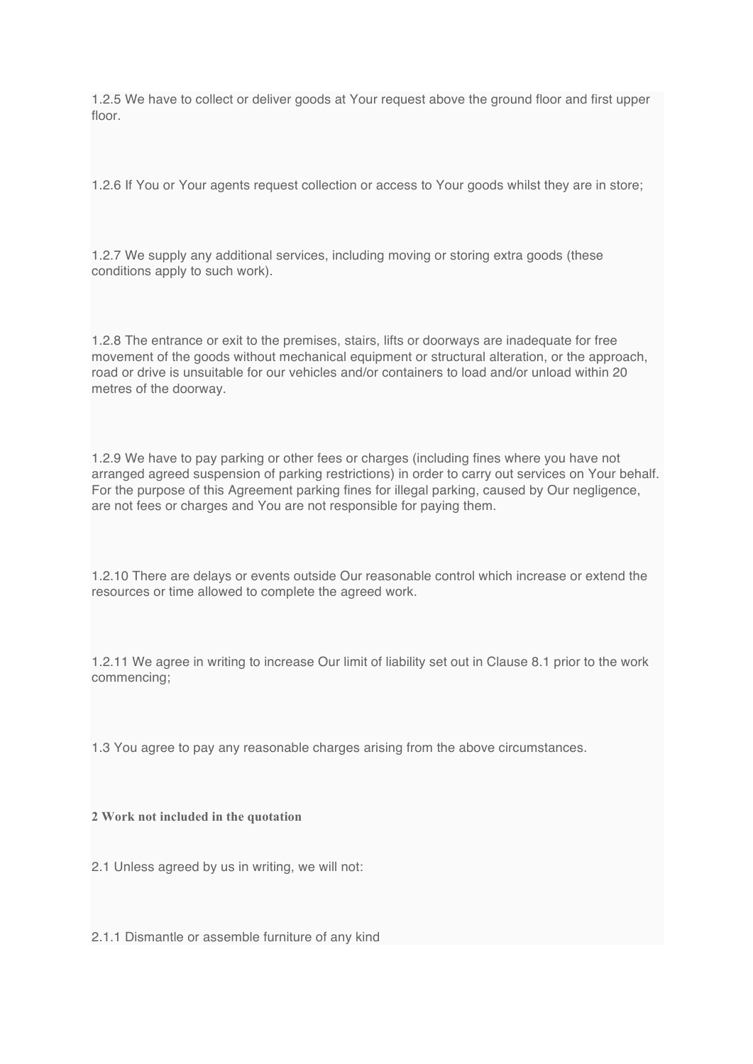1.2.5 We have to collect or deliver goods at Your request above the ground floor and first upper floor.

1.2.6 If You or Your agents request collection or access to Your goods whilst they are in store;

1.2.7 We supply any additional services, including moving or storing extra goods (these conditions apply to such work).

1.2.8 The entrance or exit to the premises, stairs, lifts or doorways are inadequate for free movement of the goods without mechanical equipment or structural alteration, or the approach, road or drive is unsuitable for our vehicles and/or containers to load and/or unload within 20 metres of the doorway.

1.2.9 We have to pay parking or other fees or charges (including fines where you have not arranged agreed suspension of parking restrictions) in order to carry out services on Your behalf. For the purpose of this Agreement parking fines for illegal parking, caused by Our negligence, are not fees or charges and You are not responsible for paying them.

1.2.10 There are delays or events outside Our reasonable control which increase or extend the resources or time allowed to complete the agreed work.

1.2.11 We agree in writing to increase Our limit of liability set out in Clause 8.1 prior to the work commencing;

1.3 You agree to pay any reasonable charges arising from the above circumstances.

**2 Work not included in the quotation**

2.1 Unless agreed by us in writing, we will not:

2.1.1 Dismantle or assemble furniture of any kind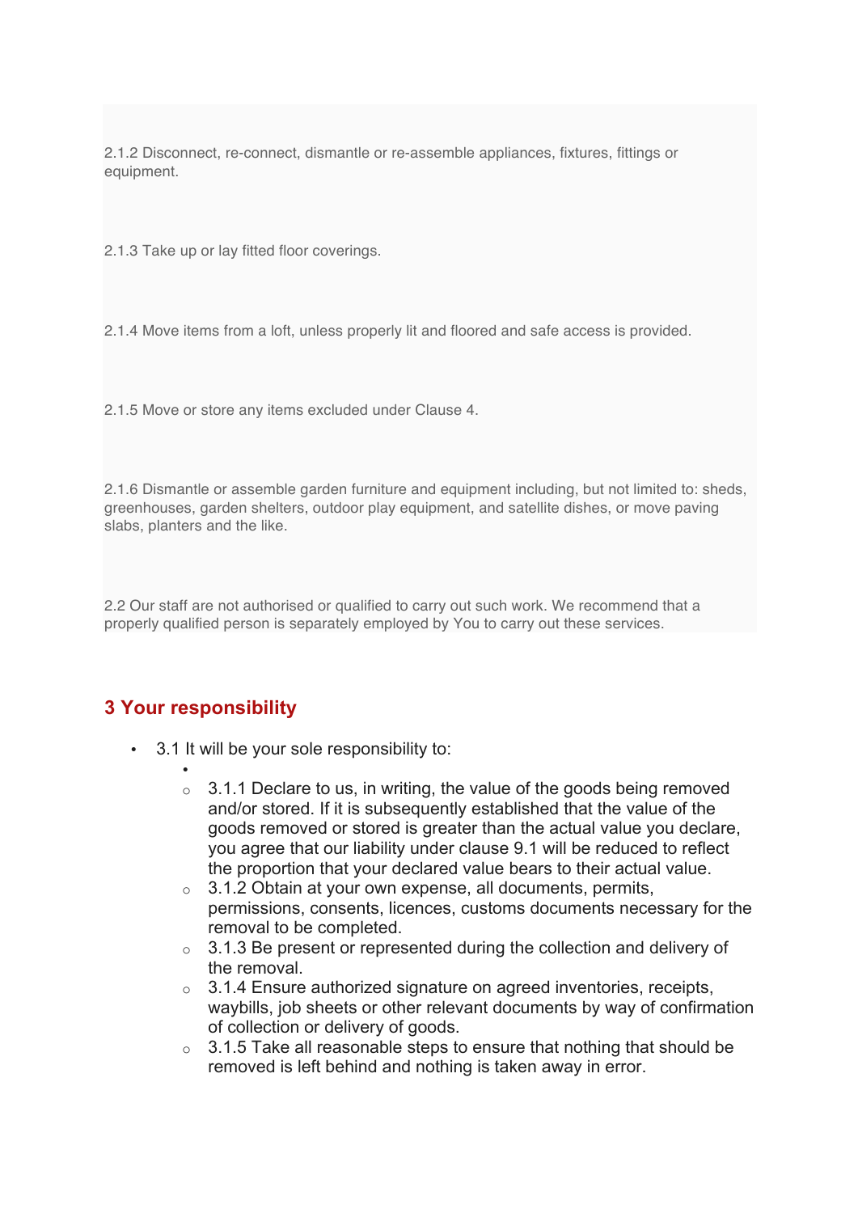2.1.2 Disconnect, re-connect, dismantle or re-assemble appliances, fixtures, fittings or equipment.

2.1.3 Take up or lay fitted floor coverings.

2.1.4 Move items from a loft, unless properly lit and floored and safe access is provided.

2.1.5 Move or store any items excluded under Clause 4.

2.1.6 Dismantle or assemble garden furniture and equipment including, but not limited to: sheds, greenhouses, garden shelters, outdoor play equipment, and satellite dishes, or move paving slabs, planters and the like.

2.2 Our staff are not authorised or qualified to carry out such work. We recommend that a properly qualified person is separately employed by You to carry out these services.

## 3 Your responsibility

- 3.1 It will be your sole responsibility to:
  - 3.1.1 Declare to us, in writing, the value of the goods being removed and/or stored. If it is subsequently established that the value of the goods removed or stored is greater than the actual value you declare, you agree that our liability under clause 9.1 will be reduced to reflect the proportion that your declared value bears to their actual value.
  - 3.1.2 Obtain at your own expense, all documents, permits, permissions, consents, licences, customs documents necessary for the removal to be completed.
  - 3.1.3 Be present or represented during the collection and delivery of the removal.
  - 3.1.4 Ensure authorized signature on agreed inventories, receipts, waybills, job sheets or other relevant documents by way of confirmation of collection or delivery of goods.
  - 3.1.5 Take all reasonable steps to ensure that nothing that should be removed is left behind and nothing is taken away in error.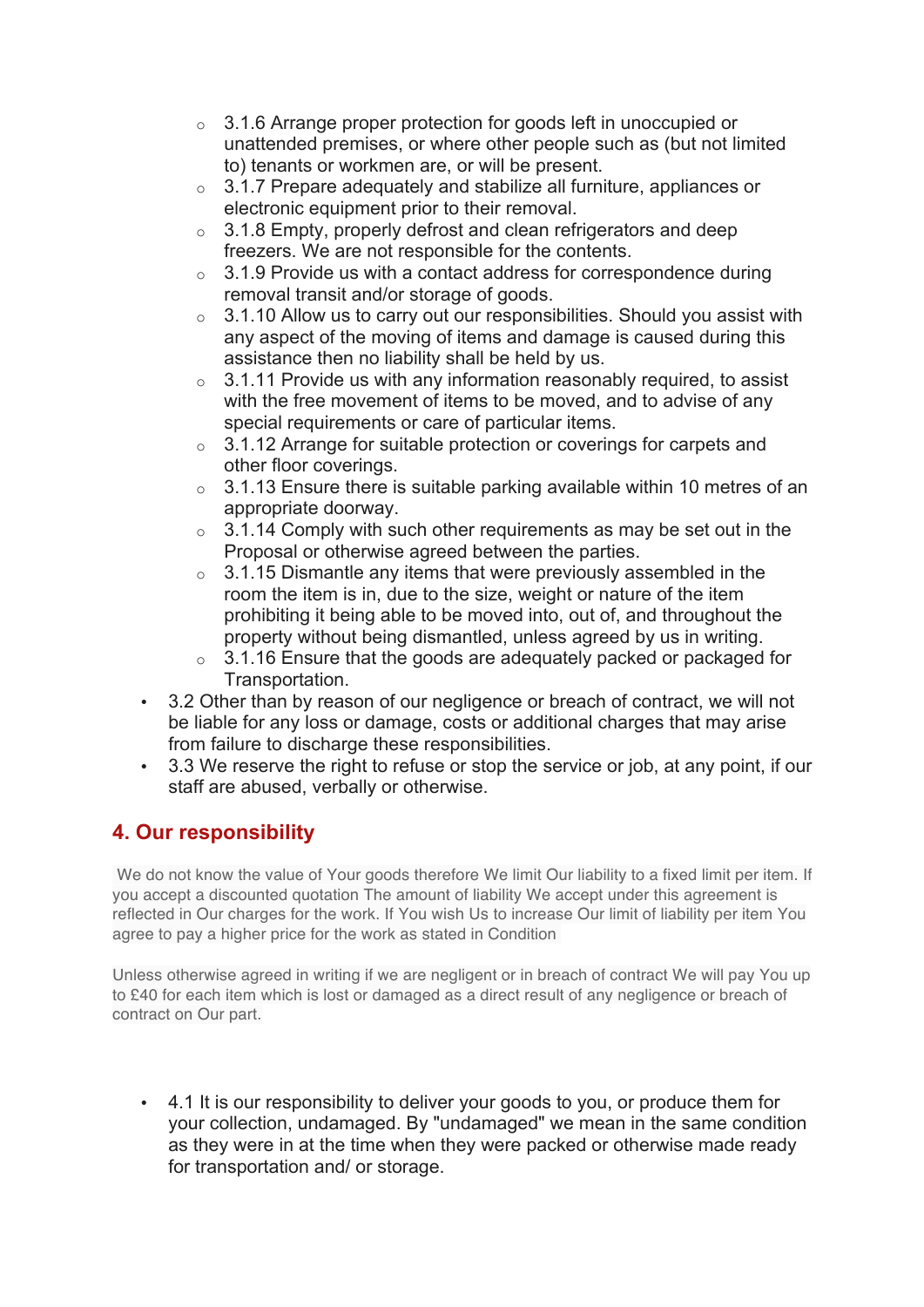- 3.1.6 Arrange proper protection for goods left in unoccupied or unattended premises, or where other people such as (but not limited to) tenants or workmen are, or will be present.
- 3.1.7 Prepare adequately and stabilize all furniture, appliances or electronic equipment prior to their removal.
- 3.1.8 Empty, properly defrost and clean refrigerators and deep freezers. We are not responsible for the contents.
- 3.1.9 Provide us with a contact address for correspondence during removal transit and/or storage of goods.
- 3.1.10 Allow us to carry out our responsibilities. Should you assist with any aspect of the moving of items and damage is caused during this assistance then no liability shall be held by us.
- 3.1.11 Provide us with any information reasonably required, to assist with the free movement of items to be moved, and to advise of any special requirements or care of particular items.
- 3.1.12 Arrange for suitable protection or coverings for carpets and other floor coverings.
- 3.1.13 Ensure there is suitable parking available within 10 metres of an appropriate doorway.
- 3.1.14 Comply with such other requirements as may be set out in the Proposal or otherwise agreed between the parties.
- 3.1.15 Dismantle any items that were previously assembled in the room the item is in, due to the size, weight or nature of the item prohibiting it being able to be moved into, out of, and throughout the property without being dismantled, unless agreed by us in writing.
- 3.1.16 Ensure that the goods are adequately packed or packaged for Transportation.

- 3.2 Other than by reason of our negligence or breach of contract, we will not be liable for any loss or damage, costs or additional charges that may arise from failure to discharge these responsibilities.
- 3.3 We reserve the right to refuse or stop the service or job, at any point, if our staff are abused, verbally or otherwise.

## 4. Our responsibility

We do not know the value of Your goods therefore We limit Our liability to a fixed limit per item. If you accept a discounted quotation The amount of liability We accept under this agreement is reflected in Our charges for the work. If You wish Us to increase Our limit of liability per item You agree to pay a higher price for the work as stated in Condition

Unless otherwise agreed in writing if we are negligent or in breach of contract We will pay You up to £40 for each item which is lost or damaged as a direct result of any negligence or breach of contract on Our part.

- 4.1 It is our responsibility to deliver your goods to you, or produce them for your collection, undamaged. By "undamaged" we mean in the same condition as they were in at the time when they were packed or otherwise made ready for transportation and/ or storage.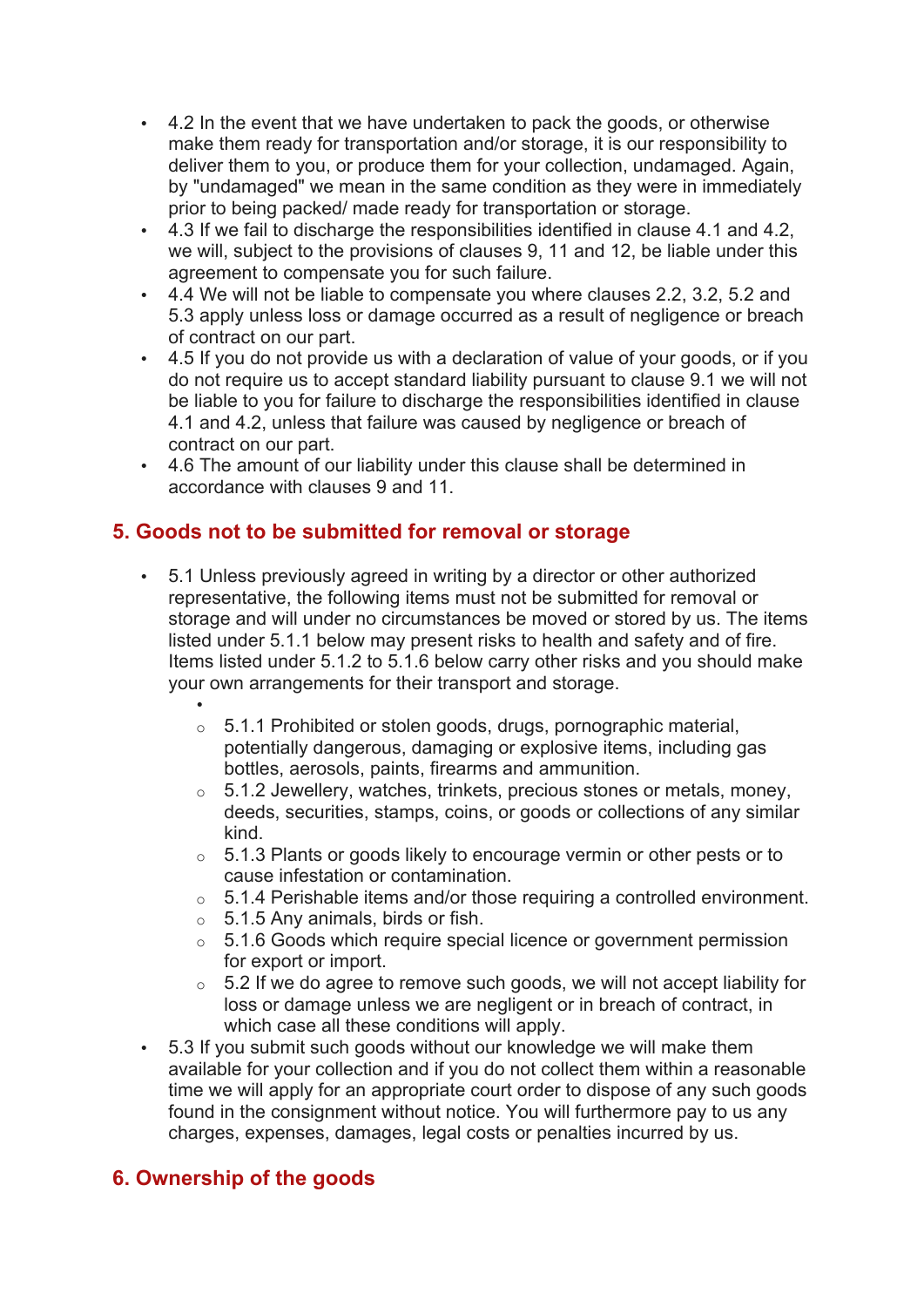- 4.2 In the event that we have undertaken to pack the goods, or otherwise make them ready for transportation and/or storage, it is our responsibility to deliver them to you, or produce them for your collection, undamaged. Again, by "undamaged" we mean in the same condition as they were in immediately prior to being packed/ made ready for transportation or storage.
- 4.3 If we fail to discharge the responsibilities identified in clause 4.1 and 4.2, we will, subject to the provisions of clauses 9, 11 and 12, be liable under this agreement to compensate you for such failure.
- 4.4 We will not be liable to compensate you where clauses 2.2, 3.2, 5.2 and 5.3 apply unless loss or damage occurred as a result of negligence or breach of contract on our part.
- 4.5 If you do not provide us with a declaration of value of your goods, or if you do not require us to accept standard liability pursuant to clause 9.1 we will not be liable to you for failure to discharge the responsibilities identified in clause 4.1 and 4.2, unless that failure was caused by negligence or breach of contract on our part.
- 4.6 The amount of our liability under this clause shall be determined in accordance with clauses 9 and 11.

## 5. Goods not to be submitted for removal or storage

- 5.1 Unless previously agreed in writing by a director or other authorized representative, the following items must not be submitted for removal or storage and will under no circumstances be moved or stored by us. The items listed under 5.1.1 below may present risks to health and safety and of fire. Items listed under 5.1.2 to 5.1.6 below carry other risks and you should make your own arrangements for their transport and storage.
    - 5.1.1 Prohibited or stolen goods, drugs, pornographic material, potentially dangerous, damaging or explosive items, including gas bottles, aerosols, paints, firearms and ammunition.
    - 5.1.2 Jewellery, watches, trinkets, precious stones or metals, money, deeds, securities, stamps, coins, or goods or collections of any similar kind.
    - 5.1.3 Plants or goods likely to encourage vermin or other pests or to cause infestation or contamination.
    - 5.1.4 Perishable items and/or those requiring a controlled environment.
    - 5.1.5 Any animals, birds or fish.
    - 5.1.6 Goods which require special licence or government permission for export or import.
    - 5.2 If we do agree to remove such goods, we will not accept liability for loss or damage unless we are negligent or in breach of contract, in which case all these conditions will apply.
- 5.3 If you submit such goods without our knowledge we will make them available for your collection and if you do not collect them within a reasonable time we will apply for an appropriate court order to dispose of any such goods found in the consignment without notice. You will furthermore pay to us any charges, expenses, damages, legal costs or penalties incurred by us.

## 6. Ownership of the goods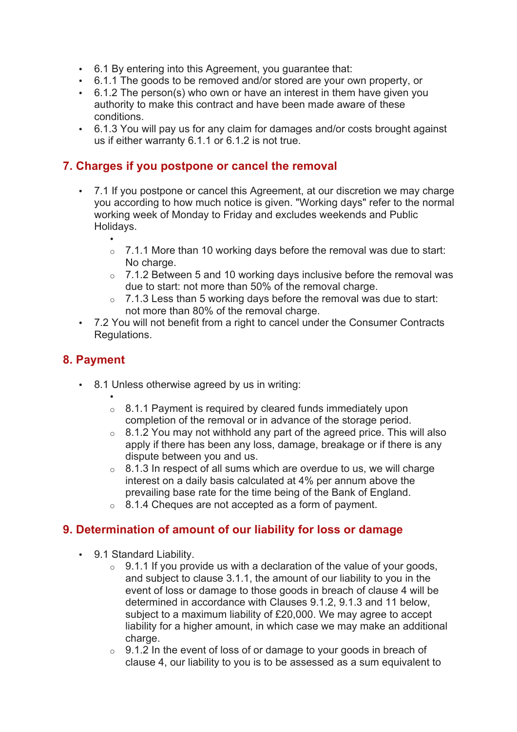- 6.1 By entering into this Agreement, you guarantee that:
- 6.1.1 The goods to be removed and/or stored are your own property, or
- 6.1.2 The person(s) who own or have an interest in them have given you authority to make this contract and have been made aware of these conditions.
- 6.1.3 You will pay us for any claim for damages and/or costs brought against us if either warranty 6.1.1 or 6.1.2 is not true.

## 7. Charges if you postpone or cancel the removal

- 7.1 If you postpone or cancel this Agreement, at our discretion we may charge you according to how much notice is given. "Working days" refer to the normal working week of Monday to Friday and excludes weekends and Public Holidays.
    - 7.1.1 More than 10 working days before the removal was due to start: No charge.
    - 7.1.2 Between 5 and 10 working days inclusive before the removal was due to start: not more than 50% of the removal charge.
    - 7.1.3 Less than 5 working days before the removal was due to start: not more than 80% of the removal charge.
- 7.2 You will not benefit from a right to cancel under the Consumer Contracts Regulations.

## 8. Payment

- 8.1 Unless otherwise agreed by us in writing:
    - 8.1.1 Payment is required by cleared funds immediately upon completion of the removal or in advance of the storage period.
    - 8.1.2 You may not withhold any part of the agreed price. This will also apply if there has been any loss, damage, breakage or if there is any dispute between you and us.
    - 8.1.3 In respect of all sums which are overdue to us, we will charge interest on a daily basis calculated at 4% per annum above the prevailing base rate for the time being of the Bank of England.
    - 8.1.4 Cheques are not accepted as a form of payment.

## 9. Determination of amount of our liability for loss or damage

- 9.1 Standard Liability.
    - 9.1.1 If you provide us with a declaration of the value of your goods, and subject to clause 3.1.1, the amount of our liability to you in the event of loss or damage to those goods in breach of clause 4 will be determined in accordance with Clauses 9.1.2, 9.1.3 and 11 below, subject to a maximum liability of £20,000. We may agree to accept liability for a higher amount, in which case we may make an additional charge.
    - 9.1.2 In the event of loss of or damage to your goods in breach of clause 4, our liability to you is to be assessed as a sum equivalent to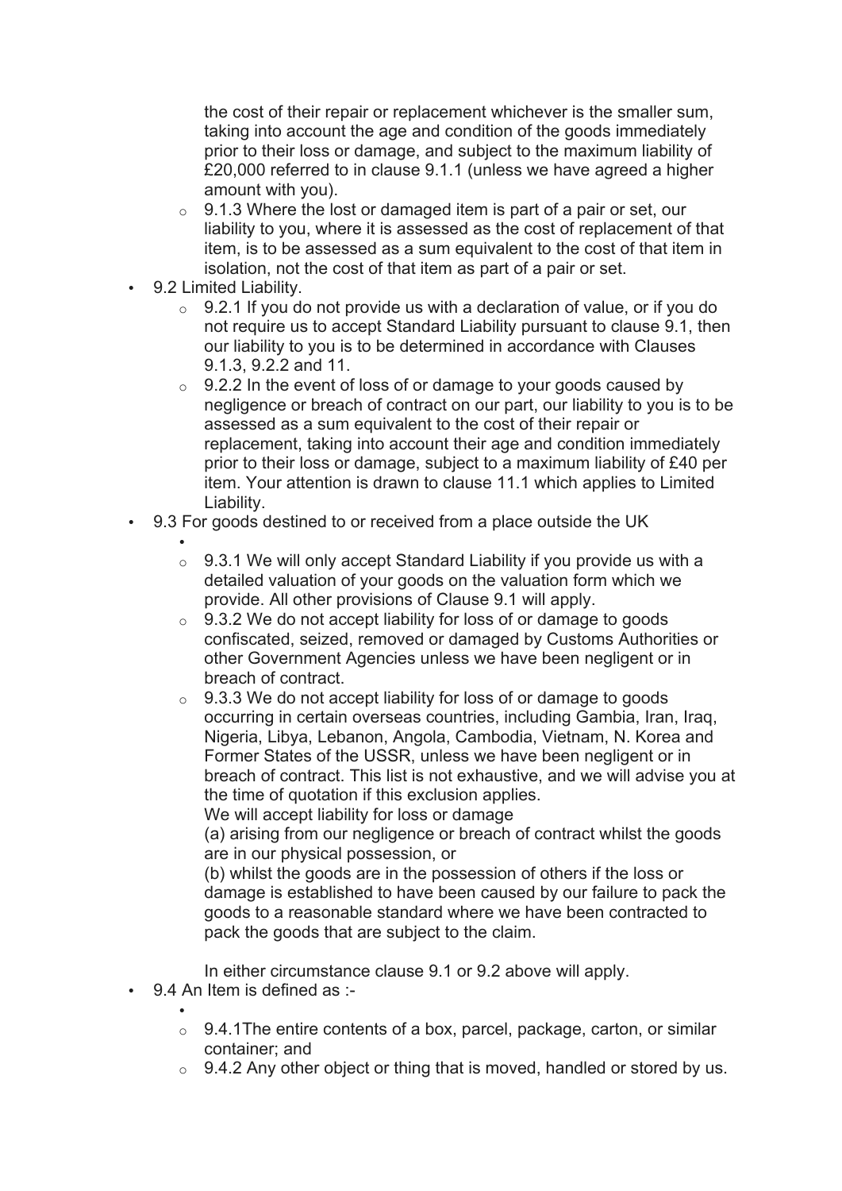the cost of their repair or replacement whichever is the smaller sum, taking into account the age and condition of the goods immediately prior to their loss or damage, and subject to the maximum liability of £20,000 referred to in clause 9.1.1 (unless we have agreed a higher amount with you).

  - 9.1.3 Where the lost or damaged item is part of a pair or set, our liability to you, where it is assessed as the cost of replacement of that item, is to be assessed as a sum equivalent to the cost of that item in isolation, not the cost of that item as part of a pair or set.

- 9.2 Limited Liability.
  - 9.2.1 If you do not provide us with a declaration of value, or if you do not require us to accept Standard Liability pursuant to clause 9.1, then our liability to you is to be determined in accordance with Clauses 9.1.3, 9.2.2 and 11.
  - 9.2.2 In the event of loss of or damage to your goods caused by negligence or breach of contract on our part, our liability to you is to be assessed as a sum equivalent to the cost of their repair or replacement, taking into account their age and condition immediately prior to their loss or damage, subject to a maximum liability of £40 per item. Your attention is drawn to clause 11.1 which applies to Limited Liability.
- 9.3 For goods destined to or received from a place outside the UK
  - 9.3.1 We will only accept Standard Liability if you provide us with a detailed valuation of your goods on the valuation form which we provide. All other provisions of Clause 9.1 will apply.
  - 9.3.2 We do not accept liability for loss of or damage to goods confiscated, seized, removed or damaged by Customs Authorities or other Government Agencies unless we have been negligent or in breach of contract.
  - 9.3.3 We do not accept liability for loss of or damage to goods occurring in certain overseas countries, including Gambia, Iran, Iraq, Nigeria, Libya, Lebanon, Angola, Cambodia, Vietnam, N. Korea and Former States of the USSR, unless we have been negligent or in breach of contract. This list is not exhaustive, and we will advise you at the time of quotation if this exclusion applies.

    We will accept liability for loss or damage

    (a) arising from our negligence or breach of contract whilst the goods are in our physical possession, or

    (b) whilst the goods are in the possession of others if the loss or damage is established to have been caused by our failure to pack the goods to a reasonable standard where we have been contracted to pack the goods that are subject to the claim.

    In either circumstance clause 9.1 or 9.2 above will apply.
- 9.4 An Item is defined as :-
  - 9.4.1The entire contents of a box, parcel, package, carton, or similar container; and
  - 9.4.2 Any other object or thing that is moved, handled or stored by us.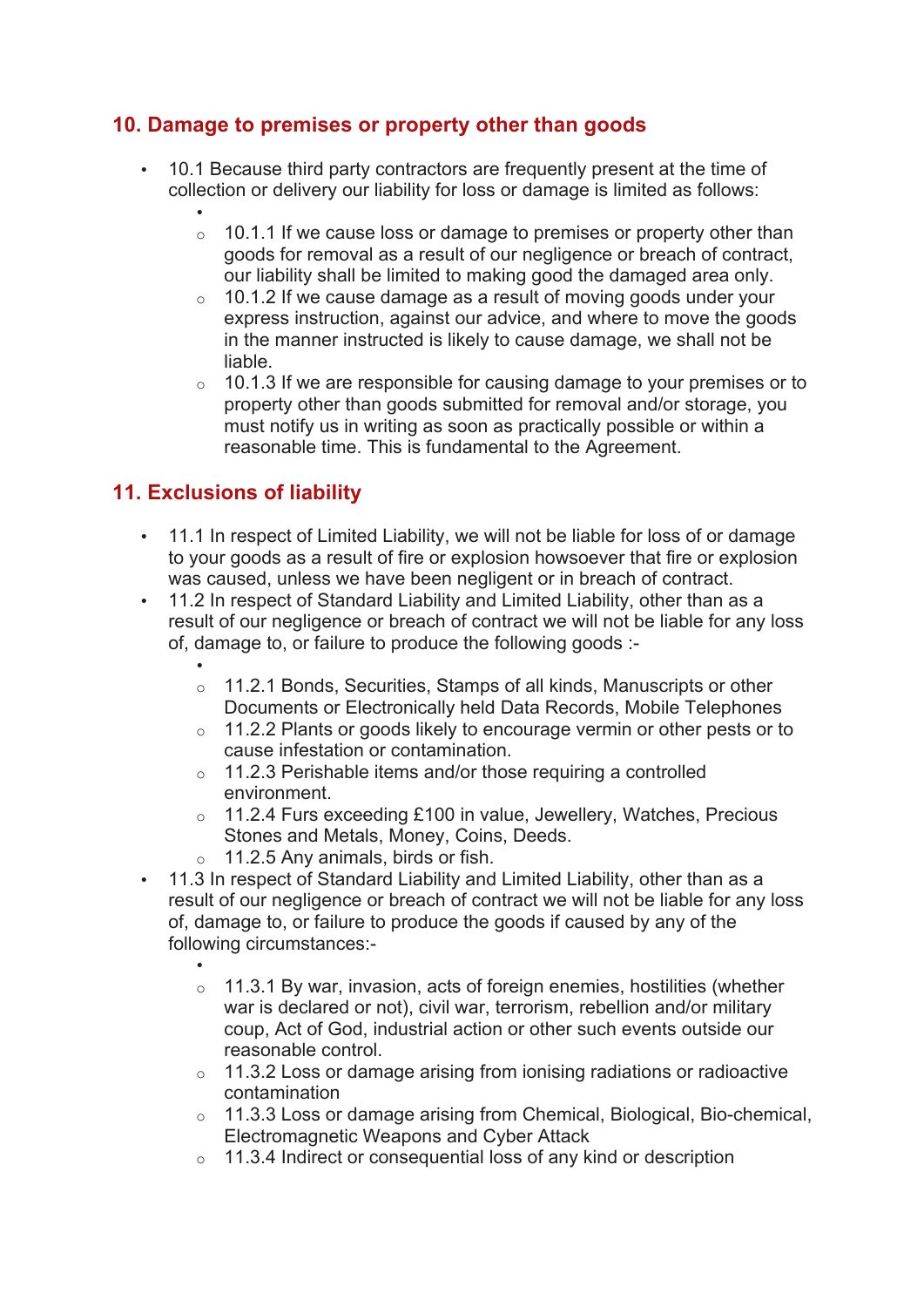## 10. Damage to premises or property other than goods

- 10.1 Because third party contractors are frequently present at the time of collection or delivery our liability for loss or damage is limited as follows:
  - 10.1.1 If we cause loss or damage to premises or property other than goods for removal as a result of our negligence or breach of contract, our liability shall be limited to making good the damaged area only.
  - 10.1.2 If we cause damage as a result of moving goods under your express instruction, against our advice, and where to move the goods in the manner instructed is likely to cause damage, we shall not be liable.
  - 10.1.3 If we are responsible for causing damage to your premises or to property other than goods submitted for removal and/or storage, you must notify us in writing as soon as practically possible or within a reasonable time. This is fundamental to the Agreement.

## 11. Exclusions of liability

- 11.1 In respect of Limited Liability, we will not be liable for loss of or damage to your goods as a result of fire or explosion howsoever that fire or explosion was caused, unless we have been negligent or in breach of contract.
- 11.2 In respect of Standard Liability and Limited Liability, other than as a result of our negligence or breach of contract we will not be liable for any loss of, damage to, or failure to produce the following goods :-
  - 11.2.1 Bonds, Securities, Stamps of all kinds, Manuscripts or other Documents or Electronically held Data Records, Mobile Telephones
  - 11.2.2 Plants or goods likely to encourage vermin or other pests or to cause infestation or contamination.
  - 11.2.3 Perishable items and/or those requiring a controlled environment.
  - 11.2.4 Furs exceeding £100 in value, Jewellery, Watches, Precious Stones and Metals, Money, Coins, Deeds.
  - 11.2.5 Any animals, birds or fish.
- 11.3 In respect of Standard Liability and Limited Liability, other than as a result of our negligence or breach of contract we will not be liable for any loss of, damage to, or failure to produce the goods if caused by any of the following circumstances:-
  - 11.3.1 By war, invasion, acts of foreign enemies, hostilities (whether war is declared or not), civil war, terrorism, rebellion and/or military coup, Act of God, industrial action or other such events outside our reasonable control.
  - 11.3.2 Loss or damage arising from ionising radiations or radioactive contamination
  - 11.3.3 Loss or damage arising from Chemical, Biological, Bio-chemical, Electromagnetic Weapons and Cyber Attack
  - 11.3.4 Indirect or consequential loss of any kind or description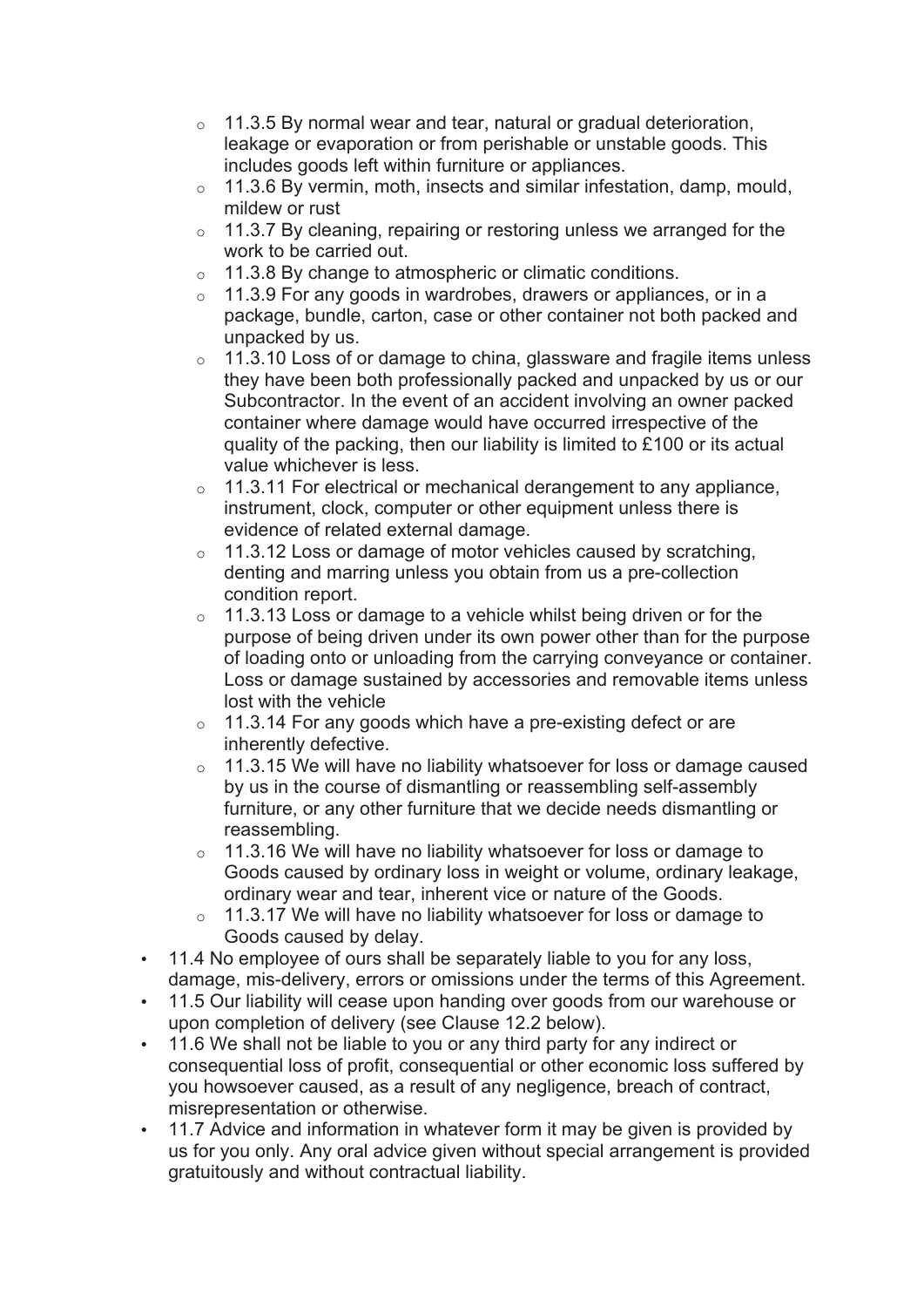- 11.3.5 By normal wear and tear, natural or gradual deterioration, leakage or evaporation or from perishable or unstable goods. This includes goods left within furniture or appliances.
  - 11.3.6 By vermin, moth, insects and similar infestation, damp, mould, mildew or rust
  - 11.3.7 By cleaning, repairing or restoring unless we arranged for the work to be carried out.
  - 11.3.8 By change to atmospheric or climatic conditions.
  - 11.3.9 For any goods in wardrobes, drawers or appliances, or in a package, bundle, carton, case or other container not both packed and unpacked by us.
  - 11.3.10 Loss of or damage to china, glassware and fragile items unless they have been both professionally packed and unpacked by us or our Subcontractor. In the event of an accident involving an owner packed container where damage would have occurred irrespective of the quality of the packing, then our liability is limited to £100 or its actual value whichever is less.
  - 11.3.11 For electrical or mechanical derangement to any appliance, instrument, clock, computer or other equipment unless there is evidence of related external damage.
  - 11.3.12 Loss or damage of motor vehicles caused by scratching, denting and marring unless you obtain from us a pre-collection condition report.
  - 11.3.13 Loss or damage to a vehicle whilst being driven or for the purpose of being driven under its own power other than for the purpose of loading onto or unloading from the carrying conveyance or container. Loss or damage sustained by accessories and removable items unless lost with the vehicle
  - 11.3.14 For any goods which have a pre-existing defect or are inherently defective.
  - 11.3.15 We will have no liability whatsoever for loss or damage caused by us in the course of dismantling or reassembling self-assembly furniture, or any other furniture that we decide needs dismantling or reassembling.
  - 11.3.16 We will have no liability whatsoever for loss or damage to Goods caused by ordinary loss in weight or volume, ordinary leakage, ordinary wear and tear, inherent vice or nature of the Goods.
  - 11.3.17 We will have no liability whatsoever for loss or damage to Goods caused by delay.
- 11.4 No employee of ours shall be separately liable to you for any loss, damage, mis-delivery, errors or omissions under the terms of this Agreement.
- 11.5 Our liability will cease upon handing over goods from our warehouse or upon completion of delivery (see Clause 12.2 below).
- 11.6 We shall not be liable to you or any third party for any indirect or consequential loss of profit, consequential or other economic loss suffered by you howsoever caused, as a result of any negligence, breach of contract, misrepresentation or otherwise.
- 11.7 Advice and information in whatever form it may be given is provided by us for you only. Any oral advice given without special arrangement is provided gratuitously and without contractual liability.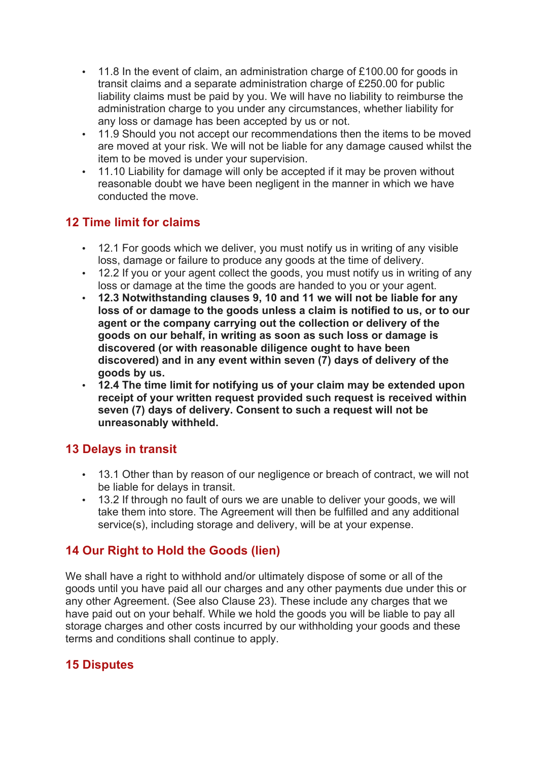- 11.8 In the event of claim, an administration charge of £100.00 for goods in transit claims and a separate administration charge of £250.00 for public liability claims must be paid by you. We will have no liability to reimburse the administration charge to you under any circumstances, whether liability for any loss or damage has been accepted by us or not.
- 11.9 Should you not accept our recommendations then the items to be moved are moved at your risk. We will not be liable for any damage caused whilst the item to be moved is under your supervision.
- 11.10 Liability for damage will only be accepted if it may be proven without reasonable doubt we have been negligent in the manner in which we have conducted the move.

## 12 Time limit for claims

- 12.1 For goods which we deliver, you must notify us in writing of any visible loss, damage or failure to produce any goods at the time of delivery.
- 12.2 If you or your agent collect the goods, you must notify us in writing of any loss or damage at the time the goods are handed to you or your agent.
- **12.3 Notwithstanding clauses 9, 10 and 11 we will not be liable for any loss of or damage to the goods unless a claim is notified to us, or to our agent or the company carrying out the collection or delivery of the goods on our behalf, in writing as soon as such loss or damage is discovered (or with reasonable diligence ought to have been discovered) and in any event within seven (7) days of delivery of the goods by us.**
- **12.4 The time limit for notifying us of your claim may be extended upon receipt of your written request provided such request is received within seven (7) days of delivery. Consent to such a request will not be unreasonably withheld.**

## 13 Delays in transit

- 13.1 Other than by reason of our negligence or breach of contract, we will not be liable for delays in transit.
- 13.2 If through no fault of ours we are unable to deliver your goods, we will take them into store. The Agreement will then be fulfilled and any additional service(s), including storage and delivery, will be at your expense.

## 14 Our Right to Hold the Goods (lien)

We shall have a right to withhold and/or ultimately dispose of some or all of the goods until you have paid all our charges and any other payments due under this or any other Agreement. (See also Clause 23). These include any charges that we have paid out on your behalf. While we hold the goods you will be liable to pay all storage charges and other costs incurred by our withholding your goods and these terms and conditions shall continue to apply.

## 15 Disputes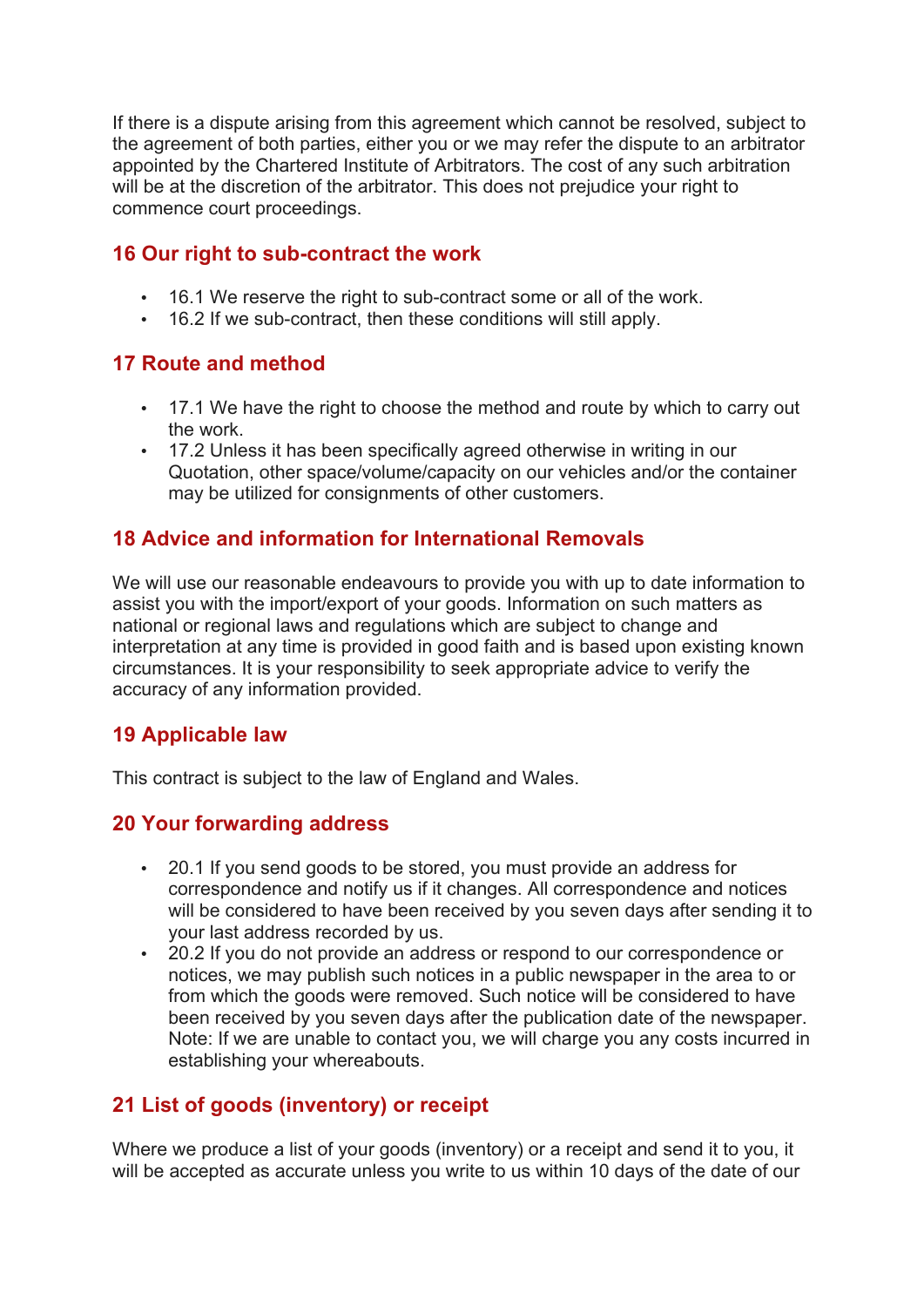If there is a dispute arising from this agreement which cannot be resolved, subject to the agreement of both parties, either you or we may refer the dispute to an arbitrator appointed by the Chartered Institute of Arbitrators. The cost of any such arbitration will be at the discretion of the arbitrator. This does not prejudice your right to commence court proceedings.

## 16 Our right to sub-contract the work

- 16.1 We reserve the right to sub-contract some or all of the work.
- 16.2 If we sub-contract, then these conditions will still apply.

## 17 Route and method

- 17.1 We have the right to choose the method and route by which to carry out the work.
- 17.2 Unless it has been specifically agreed otherwise in writing in our Quotation, other space/volume/capacity on our vehicles and/or the container may be utilized for consignments of other customers.

## 18 Advice and information for International Removals

We will use our reasonable endeavours to provide you with up to date information to assist you with the import/export of your goods. Information on such matters as national or regional laws and regulations which are subject to change and interpretation at any time is provided in good faith and is based upon existing known circumstances. It is your responsibility to seek appropriate advice to verify the accuracy of any information provided.

## 19 Applicable law

This contract is subject to the law of England and Wales.

## 20 Your forwarding address

- 20.1 If you send goods to be stored, you must provide an address for correspondence and notify us if it changes. All correspondence and notices will be considered to have been received by you seven days after sending it to your last address recorded by us.
- 20.2 If you do not provide an address or respond to our correspondence or notices, we may publish such notices in a public newspaper in the area to or from which the goods were removed. Such notice will be considered to have been received by you seven days after the publication date of the newspaper. Note: If we are unable to contact you, we will charge you any costs incurred in establishing your whereabouts.

## 21 List of goods (inventory) or receipt

Where we produce a list of your goods (inventory) or a receipt and send it to you, it will be accepted as accurate unless you write to us within 10 days of the date of our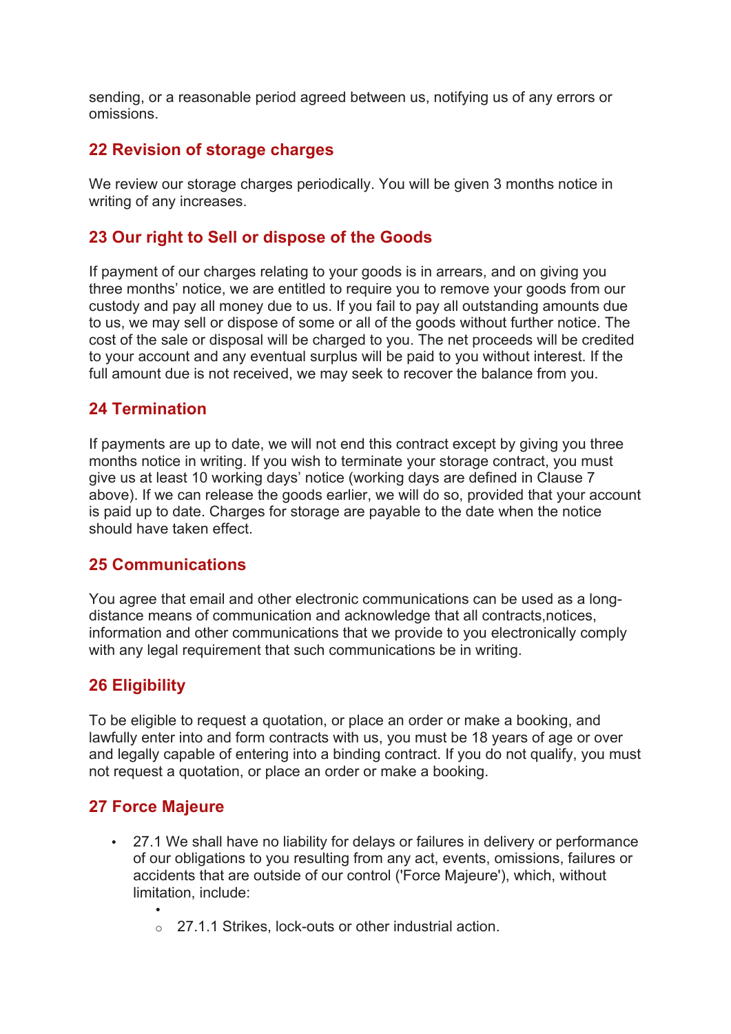sending, or a reasonable period agreed between us, notifying us of any errors or omissions.

## 22 Revision of storage charges

We review our storage charges periodically. You will be given 3 months notice in writing of any increases.

## 23 Our right to Sell or dispose of the Goods

If payment of our charges relating to your goods is in arrears, and on giving you three months' notice, we are entitled to require you to remove your goods from our custody and pay all money due to us. If you fail to pay all outstanding amounts due to us, we may sell or dispose of some or all of the goods without further notice. The cost of the sale or disposal will be charged to you. The net proceeds will be credited to your account and any eventual surplus will be paid to you without interest. If the full amount due is not received, we may seek to recover the balance from you.

## 24 Termination

If payments are up to date, we will not end this contract except by giving you three months notice in writing. If you wish to terminate your storage contract, you must give us at least 10 working days' notice (working days are defined in Clause 7 above). If we can release the goods earlier, we will do so, provided that your account is paid up to date. Charges for storage are payable to the date when the notice should have taken effect.

## 25 Communications

You agree that email and other electronic communications can be used as a long-distance means of communication and acknowledge that all contracts,notices, information and other communications that we provide to you electronically comply with any legal requirement that such communications be in writing.

## 26 Eligibility

To be eligible to request a quotation, or place an order or make a booking, and lawfully enter into and form contracts with us, you must be 18 years of age or over and legally capable of entering into a binding contract. If you do not qualify, you must not request a quotation, or place an order or make a booking.

## 27 Force Majeure

- 27.1 We shall have no liability for delays or failures in delivery or performance of our obligations to you resulting from any act, events, omissions, failures or accidents that are outside of our control ('Force Majeure'), which, without limitation, include:
    - 27.1.1 Strikes, lock-outs or other industrial action.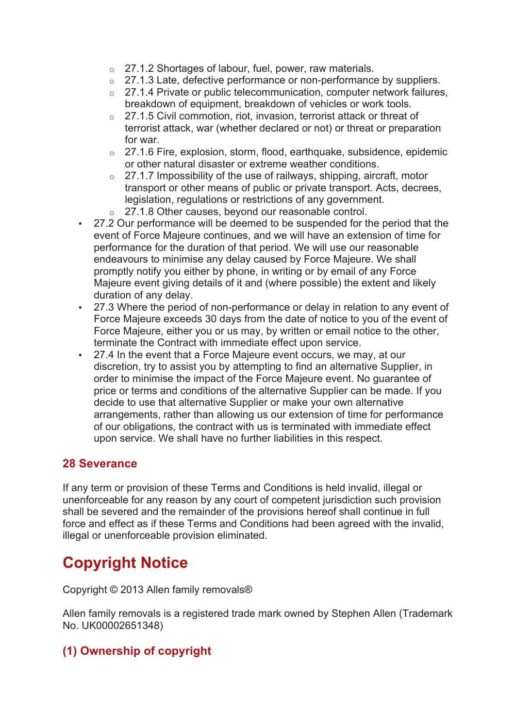- 27.1.2 Shortages of labour, fuel, power, raw materials.
  - 27.1.3 Late, defective performance or non-performance by suppliers.
  - 27.1.4 Private or public telecommunication, computer network failures, breakdown of equipment, breakdown of vehicles or work tools.
  - 27.1.5 Civil commotion, riot, invasion, terrorist attack or threat of terrorist attack, war (whether declared or not) or threat or preparation for war.
  - 27.1.6 Fire, explosion, storm, flood, earthquake, subsidence, epidemic or other natural disaster or extreme weather conditions.
  - 27.1.7 Impossibility of the use of railways, shipping, aircraft, motor transport or other means of public or private transport. Acts, decrees, legislation, regulations or restrictions of any government.
  - 27.1.8 Other causes, beyond our reasonable control.
- 27.2 Our performance will be deemed to be suspended for the period that the event of Force Majeure continues, and we will have an extension of time for performance for the duration of that period. We will use our reasonable endeavours to minimise any delay caused by Force Majeure. We shall promptly notify you either by phone, in writing or by email of any Force Majeure event giving details of it and (where possible) the extent and likely duration of any delay.
- 27.3 Where the period of non-performance or delay in relation to any event of Force Majeure exceeds 30 days from the date of notice to you of the event of Force Majeure, either you or us may, by written or email notice to the other, terminate the Contract with immediate effect upon service.
- 27.4 In the event that a Force Majeure event occurs, we may, at our discretion, try to assist you by attempting to find an alternative Supplier, in order to minimise the impact of the Force Majeure event. No guarantee of price or terms and conditions of the alternative Supplier can be made. If you decide to use that alternative Supplier or make your own alternative arrangements, rather than allowing us our extension of time for performance of our obligations, the contract with us is terminated with immediate effect upon service. We shall have no further liabilities in this respect.

### 28 Severance

If any term or provision of these Terms and Conditions is held invalid, illegal or unenforceable for any reason by any court of competent jurisdiction such provision shall be severed and the remainder of the provisions hereof shall continue in full force and effect as if these Terms and Conditions had been agreed with the invalid, illegal or unenforceable provision eliminated.

## Copyright Notice

Copyright © 2013 Allen family removals®

Allen family removals is a registered trade mark owned by Stephen Allen (Trademark No. UK00002651348)

### (1) Ownership of copyright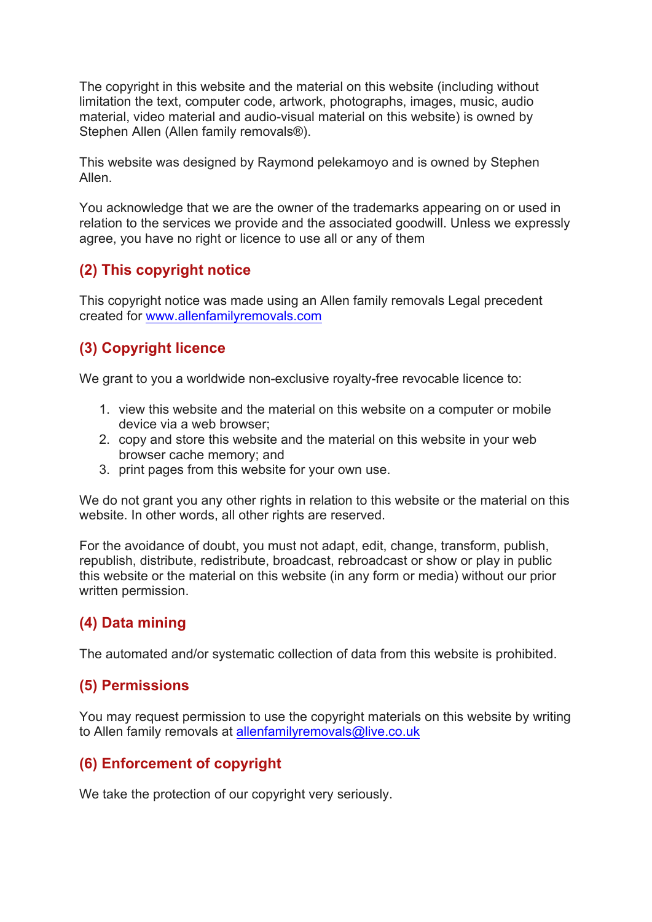The copyright in this website and the material on this website (including without limitation the text, computer code, artwork, photographs, images, music, audio material, video material and audio-visual material on this website) is owned by Stephen Allen (Allen family removals®).

This website was designed by Raymond pelekamoyo and is owned by Stephen Allen.

You acknowledge that we are the owner of the trademarks appearing on or used in relation to the services we provide and the associated goodwill. Unless we expressly agree, you have no right or licence to use all or any of them

## (2) This copyright notice

This copyright notice was made using an Allen family removals Legal precedent created for [www.allenfamilyremovals.com](http://www.allenfamilyremovals.com)

## (3) Copyright licence

We grant to you a worldwide non-exclusive royalty-free revocable licence to:

1. view this website and the material on this website on a computer or mobile device via a web browser;
2. copy and store this website and the material on this website in your web browser cache memory; and
3. print pages from this website for your own use.

We do not grant you any other rights in relation to this website or the material on this website. In other words, all other rights are reserved.

For the avoidance of doubt, you must not adapt, edit, change, transform, publish, republish, distribute, redistribute, broadcast, rebroadcast or show or play in public this website or the material on this website (in any form or media) without our prior written permission.

## (4) Data mining

The automated and/or systematic collection of data from this website is prohibited.

## (5) Permissions

You may request permission to use the copyright materials on this website by writing to Allen family removals at [allenfamilyremovals@live.co.uk](mailto:allenfamilyremovals@live.co.uk)

## (6) Enforcement of copyright

We take the protection of our copyright very seriously.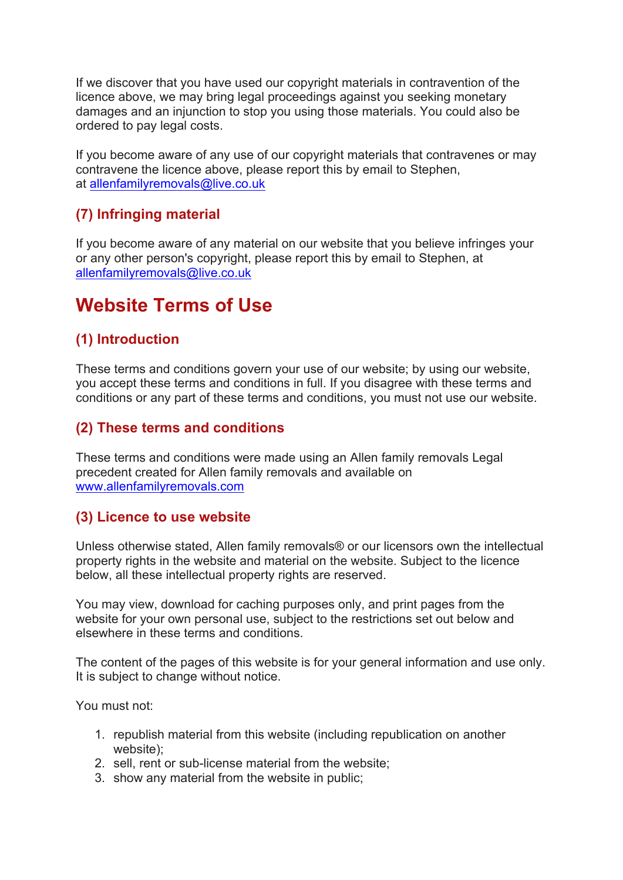If we discover that you have used our copyright materials in contravention of the licence above, we may bring legal proceedings against you seeking monetary damages and an injunction to stop you using those materials. You could also be ordered to pay legal costs.

If you become aware of any use of our copyright materials that contravenes or may contravene the licence above, please report this by email to Stephen, at allenfamilyremovals@live.co.uk

### (7) Infringing material

If you become aware of any material on our website that you believe infringes your or any other person's copyright, please report this by email to Stephen, at allenfamilyremovals@live.co.uk

## Website Terms of Use

### (1) Introduction

These terms and conditions govern your use of our website; by using our website, you accept these terms and conditions in full. If you disagree with these terms and conditions or any part of these terms and conditions, you must not use our website.

### (2) These terms and conditions

These terms and conditions were made using an Allen family removals Legal precedent created for Allen family removals and available on www.allenfamilyremovals.com

### (3) Licence to use website

Unless otherwise stated, Allen family removals® or our licensors own the intellectual property rights in the website and material on the website. Subject to the licence below, all these intellectual property rights are reserved.

You may view, download for caching purposes only, and print pages from the website for your own personal use, subject to the restrictions set out below and elsewhere in these terms and conditions.

The content of the pages of this website is for your general information and use only. It is subject to change without notice.

You must not:

1. republish material from this website (including republication on another website);
2. sell, rent or sub-license material from the website;
3. show any material from the website in public;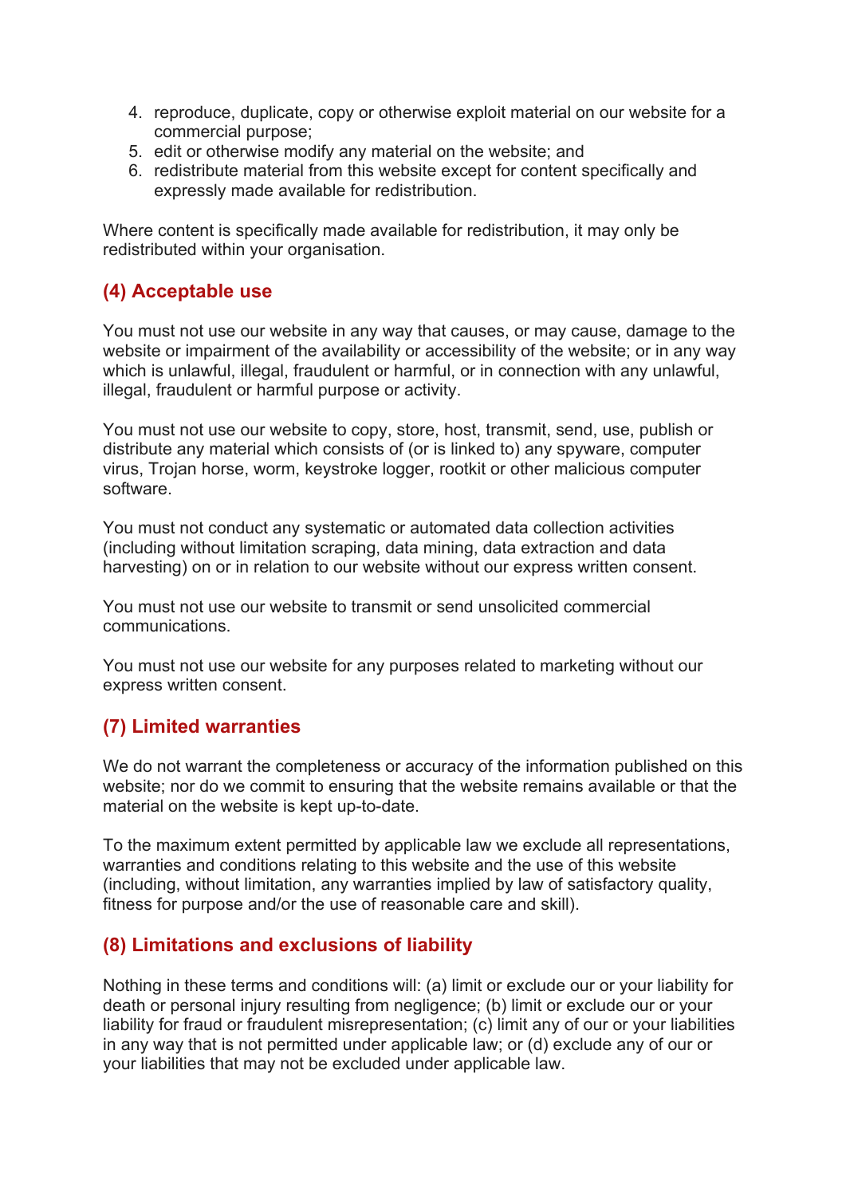4. reproduce, duplicate, copy or otherwise exploit material on our website for a commercial purpose;
5. edit or otherwise modify any material on the website; and
6. redistribute material from this website except for content specifically and expressly made available for redistribution.

Where content is specifically made available for redistribution, it may only be redistributed within your organisation.

## (4) Acceptable use

You must not use our website in any way that causes, or may cause, damage to the website or impairment of the availability or accessibility of the website; or in any way which is unlawful, illegal, fraudulent or harmful, or in connection with any unlawful, illegal, fraudulent or harmful purpose or activity.

You must not use our website to copy, store, host, transmit, send, use, publish or distribute any material which consists of (or is linked to) any spyware, computer virus, Trojan horse, worm, keystroke logger, rootkit or other malicious computer software.

You must not conduct any systematic or automated data collection activities (including without limitation scraping, data mining, data extraction and data harvesting) on or in relation to our website without our express written consent.

You must not use our website to transmit or send unsolicited commercial communications.

You must not use our website for any purposes related to marketing without our express written consent.

## (7) Limited warranties

We do not warrant the completeness or accuracy of the information published on this website; nor do we commit to ensuring that the website remains available or that the material on the website is kept up-to-date.

To the maximum extent permitted by applicable law we exclude all representations, warranties and conditions relating to this website and the use of this website (including, without limitation, any warranties implied by law of satisfactory quality, fitness for purpose and/or the use of reasonable care and skill).

## (8) Limitations and exclusions of liability

Nothing in these terms and conditions will: (a) limit or exclude our or your liability for death or personal injury resulting from negligence; (b) limit or exclude our or your liability for fraud or fraudulent misrepresentation; (c) limit any of our or your liabilities in any way that is not permitted under applicable law; or (d) exclude any of our or your liabilities that may not be excluded under applicable law.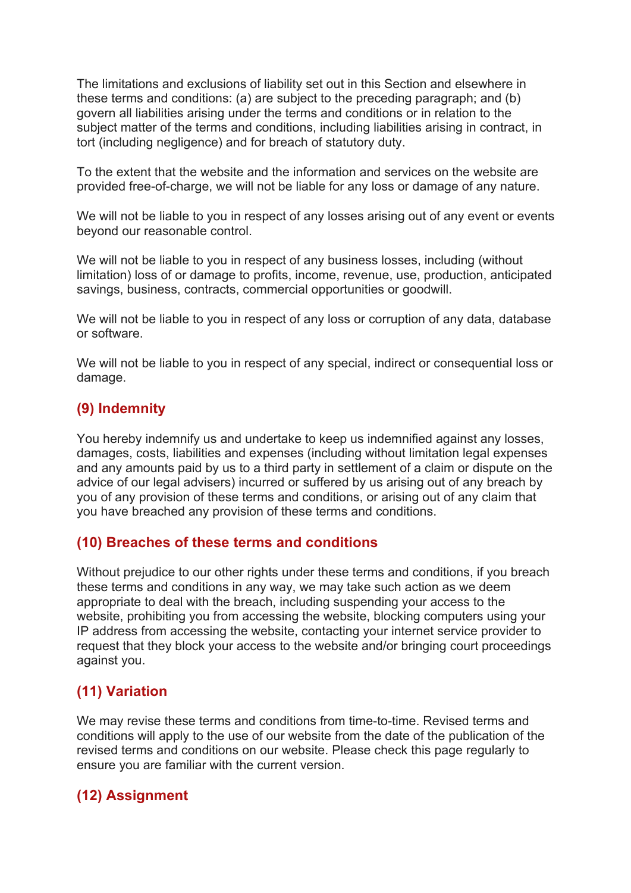The limitations and exclusions of liability set out in this Section and elsewhere in these terms and conditions: (a) are subject to the preceding paragraph; and (b) govern all liabilities arising under the terms and conditions or in relation to the subject matter of the terms and conditions, including liabilities arising in contract, in tort (including negligence) and for breach of statutory duty.

To the extent that the website and the information and services on the website are provided free-of-charge, we will not be liable for any loss or damage of any nature.

We will not be liable to you in respect of any losses arising out of any event or events beyond our reasonable control.

We will not be liable to you in respect of any business losses, including (without limitation) loss of or damage to profits, income, revenue, use, production, anticipated savings, business, contracts, commercial opportunities or goodwill.

We will not be liable to you in respect of any loss or corruption of any data, database or software.

We will not be liable to you in respect of any special, indirect or consequential loss or damage.

## (9) Indemnity

You hereby indemnify us and undertake to keep us indemnified against any losses, damages, costs, liabilities and expenses (including without limitation legal expenses and any amounts paid by us to a third party in settlement of a claim or dispute on the advice of our legal advisers) incurred or suffered by us arising out of any breach by you of any provision of these terms and conditions, or arising out of any claim that you have breached any provision of these terms and conditions.

## (10) Breaches of these terms and conditions

Without prejudice to our other rights under these terms and conditions, if you breach these terms and conditions in any way, we may take such action as we deem appropriate to deal with the breach, including suspending your access to the website, prohibiting you from accessing the website, blocking computers using your IP address from accessing the website, contacting your internet service provider to request that they block your access to the website and/or bringing court proceedings against you.

## (11) Variation

We may revise these terms and conditions from time-to-time. Revised terms and conditions will apply to the use of our website from the date of the publication of the revised terms and conditions on our website. Please check this page regularly to ensure you are familiar with the current version.

## (12) Assignment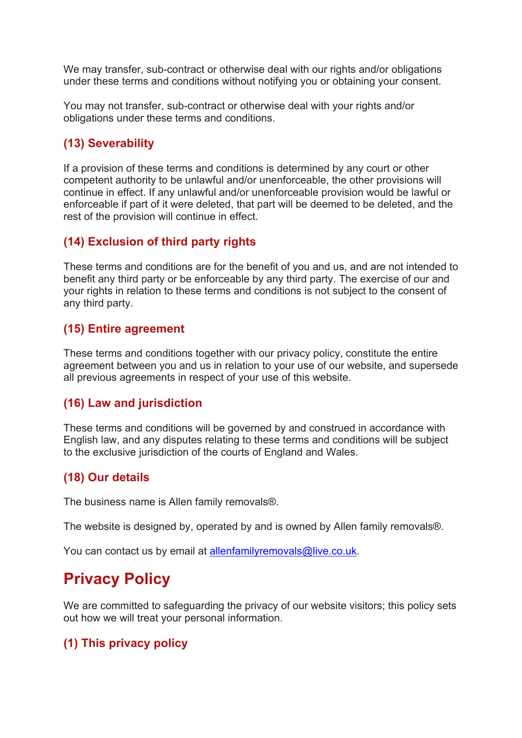We may transfer, sub-contract or otherwise deal with our rights and/or obligations under these terms and conditions without notifying you or obtaining your consent.

You may not transfer, sub-contract or otherwise deal with your rights and/or obligations under these terms and conditions.

### (13) Severability

If a provision of these terms and conditions is determined by any court or other competent authority to be unlawful and/or unenforceable, the other provisions will continue in effect. If any unlawful and/or unenforceable provision would be lawful or enforceable if part of it were deleted, that part will be deemed to be deleted, and the rest of the provision will continue in effect.

### (14) Exclusion of third party rights

These terms and conditions are for the benefit of you and us, and are not intended to benefit any third party or be enforceable by any third party. The exercise of our and your rights in relation to these terms and conditions is not subject to the consent of any third party.

### (15) Entire agreement

These terms and conditions together with our privacy policy, constitute the entire agreement between you and us in relation to your use of our website, and supersede all previous agreements in respect of your use of this website.

### (16) Law and jurisdiction

These terms and conditions will be governed by and construed in accordance with English law, and any disputes relating to these terms and conditions will be subject to the exclusive jurisdiction of the courts of England and Wales.

### (18) Our details

The business name is Allen family removals®.

The website is designed by, operated by and is owned by Allen family removals®.

You can contact us by email at allenfamilyremovals@live.co.uk.

## Privacy Policy

We are committed to safeguarding the privacy of our website visitors; this policy sets out how we will treat your personal information.

### (1) This privacy policy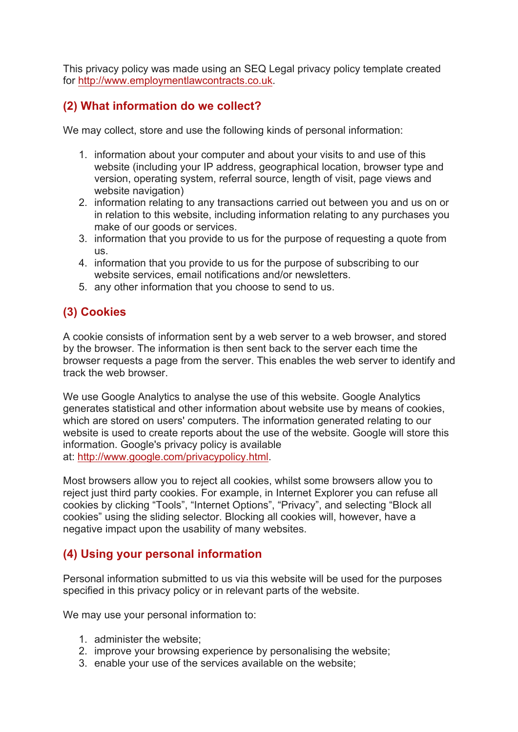This privacy policy was made using an SEQ Legal privacy policy template created for [http://www.employmentlawcontracts.co.uk](http://www.employmentlawcontracts.co.uk).

## (2) What information do we collect?

We may collect, store and use the following kinds of personal information:

1. information about your computer and about your visits to and use of this website (including your IP address, geographical location, browser type and version, operating system, referral source, length of visit, page views and website navigation)
2. information relating to any transactions carried out between you and us on or in relation to this website, including information relating to any purchases you make of our goods or services.
3. information that you provide to us for the purpose of requesting a quote from us.
4. information that you provide to us for the purpose of subscribing to our website services, email notifications and/or newsletters.
5. any other information that you choose to send to us.

## (3) Cookies

A cookie consists of information sent by a web server to a web browser, and stored by the browser. The information is then sent back to the server each time the browser requests a page from the server. This enables the web server to identify and track the web browser.

We use Google Analytics to analyse the use of this website. Google Analytics generates statistical and other information about website use by means of cookies, which are stored on users' computers. The information generated relating to our website is used to create reports about the use of the website. Google will store this information. Google's privacy policy is available at: [http://www.google.com/privacypolicy.html](http://www.google.com/privacypolicy.html).

Most browsers allow you to reject all cookies, whilst some browsers allow you to reject just third party cookies. For example, in Internet Explorer you can refuse all cookies by clicking "Tools", "Internet Options", "Privacy", and selecting "Block all cookies" using the sliding selector. Blocking all cookies will, however, have a negative impact upon the usability of many websites.

## (4) Using your personal information

Personal information submitted to us via this website will be used for the purposes specified in this privacy policy or in relevant parts of the website.

We may use your personal information to:

1. administer the website;
2. improve your browsing experience by personalising the website;
3. enable your use of the services available on the website;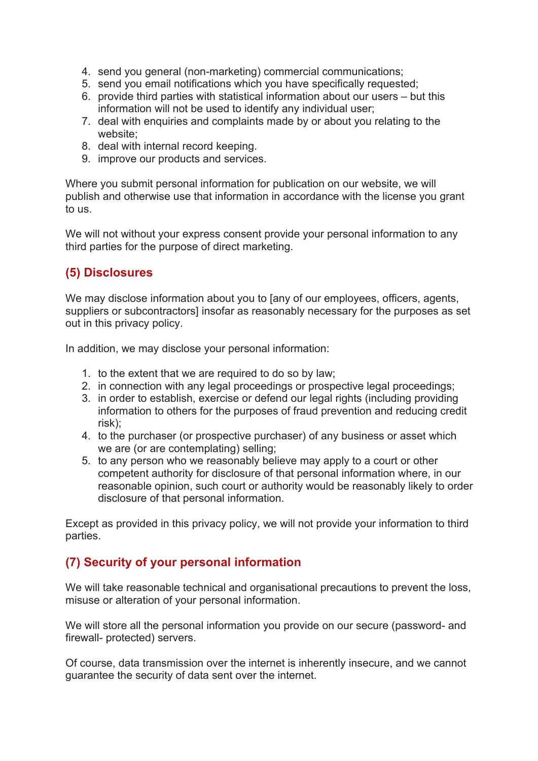4. send you general (non-marketing) commercial communications;
5. send you email notifications which you have specifically requested;
6. provide third parties with statistical information about our users – but this information will not be used to identify any individual user;
7. deal with enquiries and complaints made by or about you relating to the website;
8. deal with internal record keeping.
9. improve our products and services.

Where you submit personal information for publication on our website, we will publish and otherwise use that information in accordance with the license you grant to us.

We will not without your express consent provide your personal information to any third parties for the purpose of direct marketing.

## (5) Disclosures

We may disclose information about you to [any of our employees, officers, agents, suppliers or subcontractors] insofar as reasonably necessary for the purposes as set out in this privacy policy.

In addition, we may disclose your personal information:

1. to the extent that we are required to do so by law;
2. in connection with any legal proceedings or prospective legal proceedings;
3. in order to establish, exercise or defend our legal rights (including providing information to others for the purposes of fraud prevention and reducing credit risk);
4. to the purchaser (or prospective purchaser) of any business or asset which we are (or are contemplating) selling;
5. to any person who we reasonably believe may apply to a court or other competent authority for disclosure of that personal information where, in our reasonable opinion, such court or authority would be reasonably likely to order disclosure of that personal information.

Except as provided in this privacy policy, we will not provide your information to third parties.

## (7) Security of your personal information

We will take reasonable technical and organisational precautions to prevent the loss, misuse or alteration of your personal information.

We will store all the personal information you provide on our secure (password- and firewall- protected) servers.

Of course, data transmission over the internet is inherently insecure, and we cannot guarantee the security of data sent over the internet.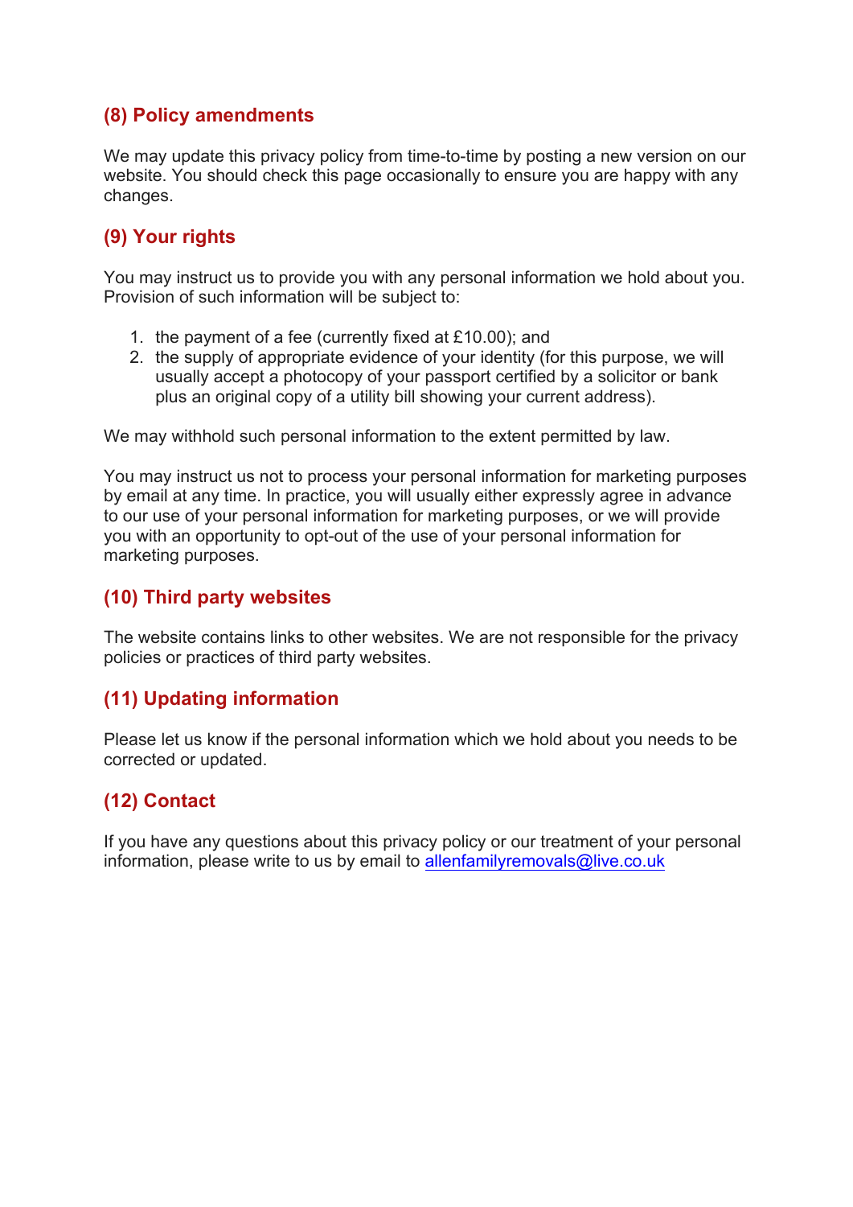## (8) Policy amendments

We may update this privacy policy from time-to-time by posting a new version on our website. You should check this page occasionally to ensure you are happy with any changes.

## (9) Your rights

You may instruct us to provide you with any personal information we hold about you. Provision of such information will be subject to:

1. the payment of a fee (currently fixed at £10.00); and
2. the supply of appropriate evidence of your identity (for this purpose, we will usually accept a photocopy of your passport certified by a solicitor or bank plus an original copy of a utility bill showing your current address).

We may withhold such personal information to the extent permitted by law.

You may instruct us not to process your personal information for marketing purposes by email at any time. In practice, you will usually either expressly agree in advance to our use of your personal information for marketing purposes, or we will provide you with an opportunity to opt-out of the use of your personal information for marketing purposes.

## (10) Third party websites

The website contains links to other websites. We are not responsible for the privacy policies or practices of third party websites.

## (11) Updating information

Please let us know if the personal information which we hold about you needs to be corrected or updated.

## (12) Contact

If you have any questions about this privacy policy or our treatment of your personal information, please write to us by email to allenfamilyremovals@live.co.uk